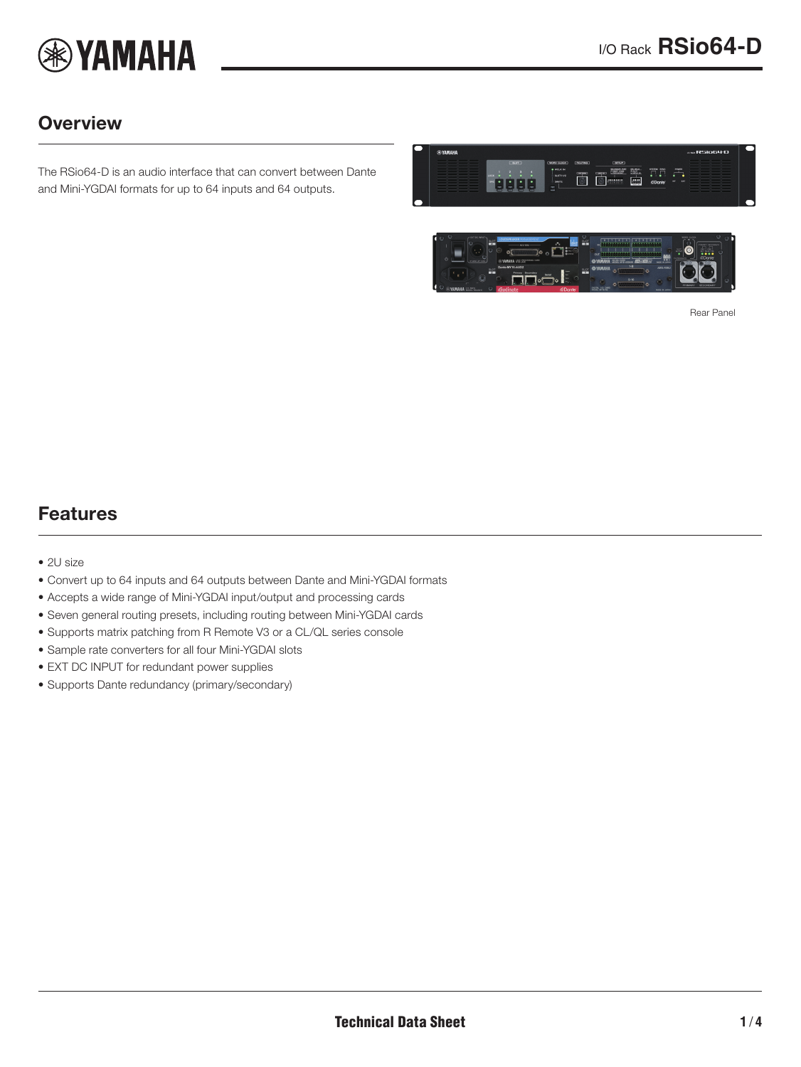# I/O Rack RSio64-D

## Overview

The RSio64-D is an audio interface that can convert between Dante and Mini-YGDAI formats for up to 64 inputs and 64 outputs.

Rear Panel

## Features

- 2U size
- Convert up to 64 inputs and 64 outputs between Dante and Mini-YGDAI formats
- Accepts a wide range of Mini-YGDAI input/output and processing cards
- Seven general routing presets, including routing between Mini-YGDAI cards
- Supports matrix patching from R Remote V3 or a CL/QL series console
- Sample rate converters for all four Mini-YGDAI slots
- EXT DC INPUT for redundant power supplies
- Supports Dante redundancy (primary/secondary)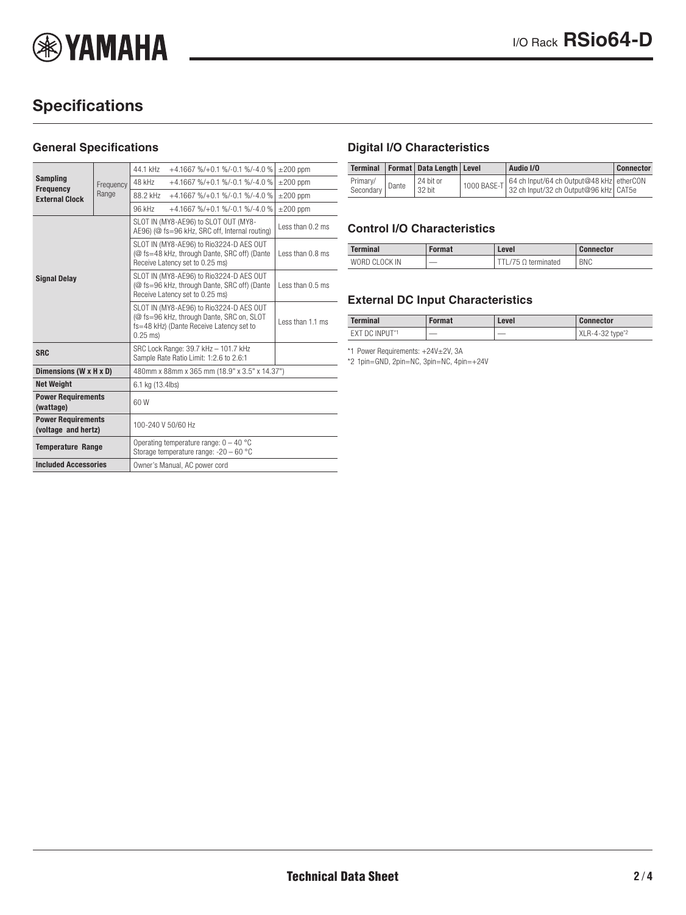## Specifications

### General Specifications

| | | | | |
|---|---|---|---|---|
| Sampling Frequency External Clock | Frequency Range | 44.1 kHz | +4.1667 %/+0.1 %/-0.1 %/-4.0 % | ±200 ppm |
| | | 48 kHz | +4.1667 %/+0.1 %/-0.1 %/-4.0 % | ±200 ppm |
| | | 88.2 kHz | +4.1667 %/+0.1 %/-0.1 %/-4.0 % | ±200 ppm |
| | | 96 kHz | +4.1667 %/+0.1 %/-0.1 %/-4.0 % | ±200 ppm |
| Signal Delay | | SLOT IN (MY8-AE96) to SLOT OUT (MY8-AE96) (@ fs=96 kHz, SRC off, Internal routing) | | Less than 0.2 ms |
| | | SLOT IN (MY8-AE96) to Rio3224-D AES OUT (@ fs=48 kHz, through Dante, SRC off) (Dante Receive Latency set to 0.25 ms) | | Less than 0.8 ms |
| | | SLOT IN (MY8-AE96) to Rio3224-D AES OUT (@ fs=96 kHz, through Dante, SRC off) (Dante Receive Latency set to 0.25 ms) | | Less than 0.5 ms |
| | | SLOT IN (MY8-AE96) to Rio3224-D AES OUT (@ fs=96 kHz, through Dante, SRC on, SLOT fs=48 kHz) (Dante Receive Latency set to 0.25 ms) | | Less than 1.1 ms |
| SRC | | SRC Lock Range: 39.7 kHz – 101.7 kHz<br>Sample Rate Ratio Limit: 1:2.6 to 2.6:1 | | |
| Dimensions (W x H x D) | | 480mm x 88mm x 365 mm (18.9" x 3.5" x 14.37") | | |
| Net Weight | | 6.1 kg (13.4lbs) | | |
| Power Requirements (wattage) | | 60 W | | |
| Power Requirements (voltage and hertz) | | 100-240 V 50/60 Hz | | |
| Temperature Range | | Operating temperature range: 0 – 40 °C<br>Storage temperature range: -20 – 60 °C | | |
| Included Accessories | | Owner's Manual, AC power cord | | |

### Digital I/O Characteristics

| Terminal | Format | Data Length | Level | Audio I/O | Connector |
|---|---|---|---|---|---|
| Primary/ Secondary | Dante | 24 bit or 32 bit | 1000 BASE-T | 64 ch Input/64 ch Output@48 kHz<br>32 ch Input/32 ch Output@96 kHz | etherCON CAT5e |

### Control I/O Characteristics

| Terminal | Format | Level | Connector |
|---|---|---|---|
| WORD CLOCK IN | — | TTL/75 Ω terminated | BNC |

### External DC Input Characteristics

| Terminal | Format | Level | Connector |
|---|---|---|---|
| EXT DC INPUT[*1] | — | — | XLR-4-32 type[*2] |

*1 Power Requirements: +24V±2V, 3A

*2 1pin=GND, 2pin=NC, 3pin=NC, 4pin=+24V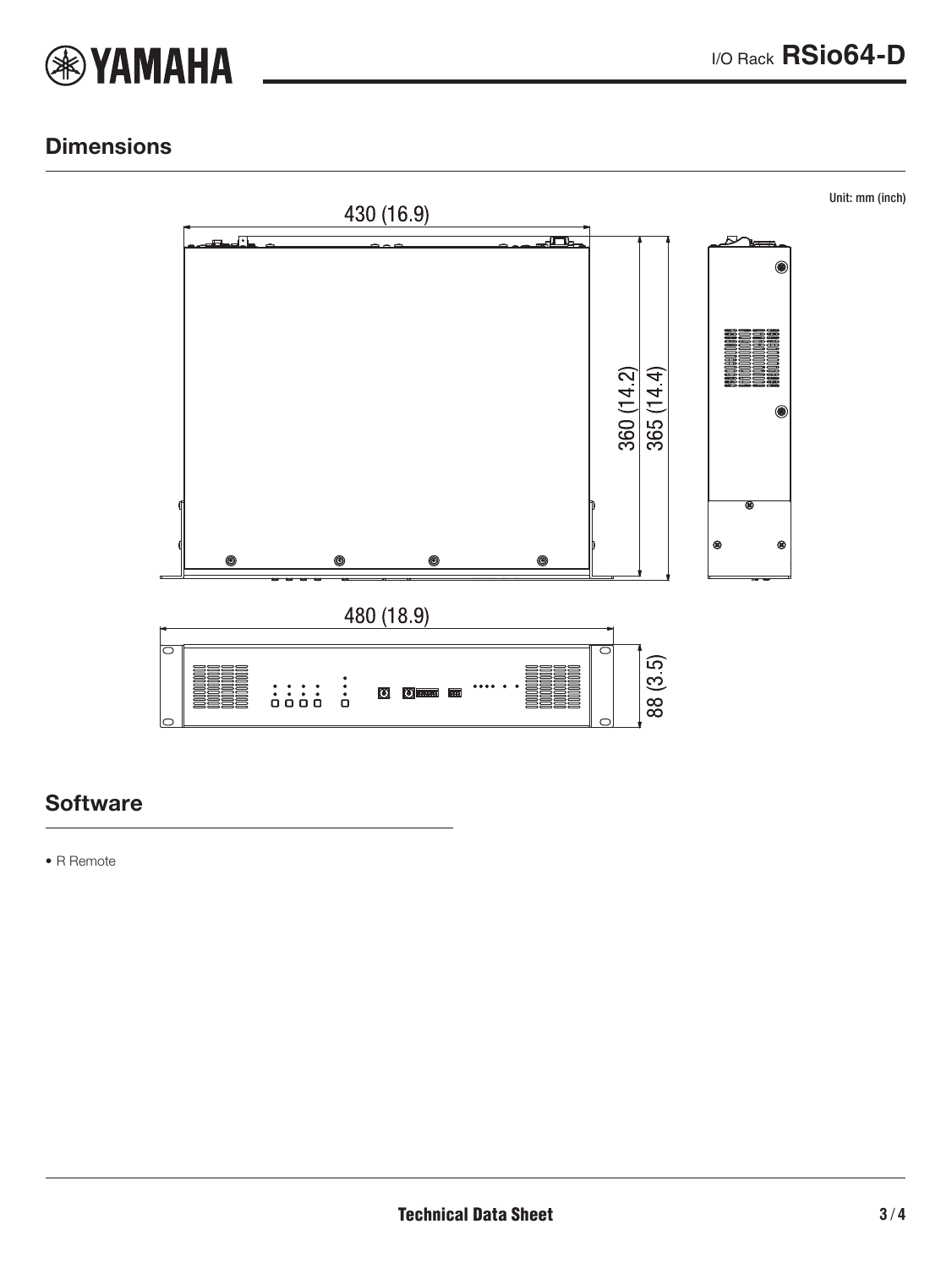## Dimensions

Unit: mm (inch)

430 (16.9)

360 (14.2)

365 (14.4)

480 (18.9)

88 (3.5)

## Software

- R Remote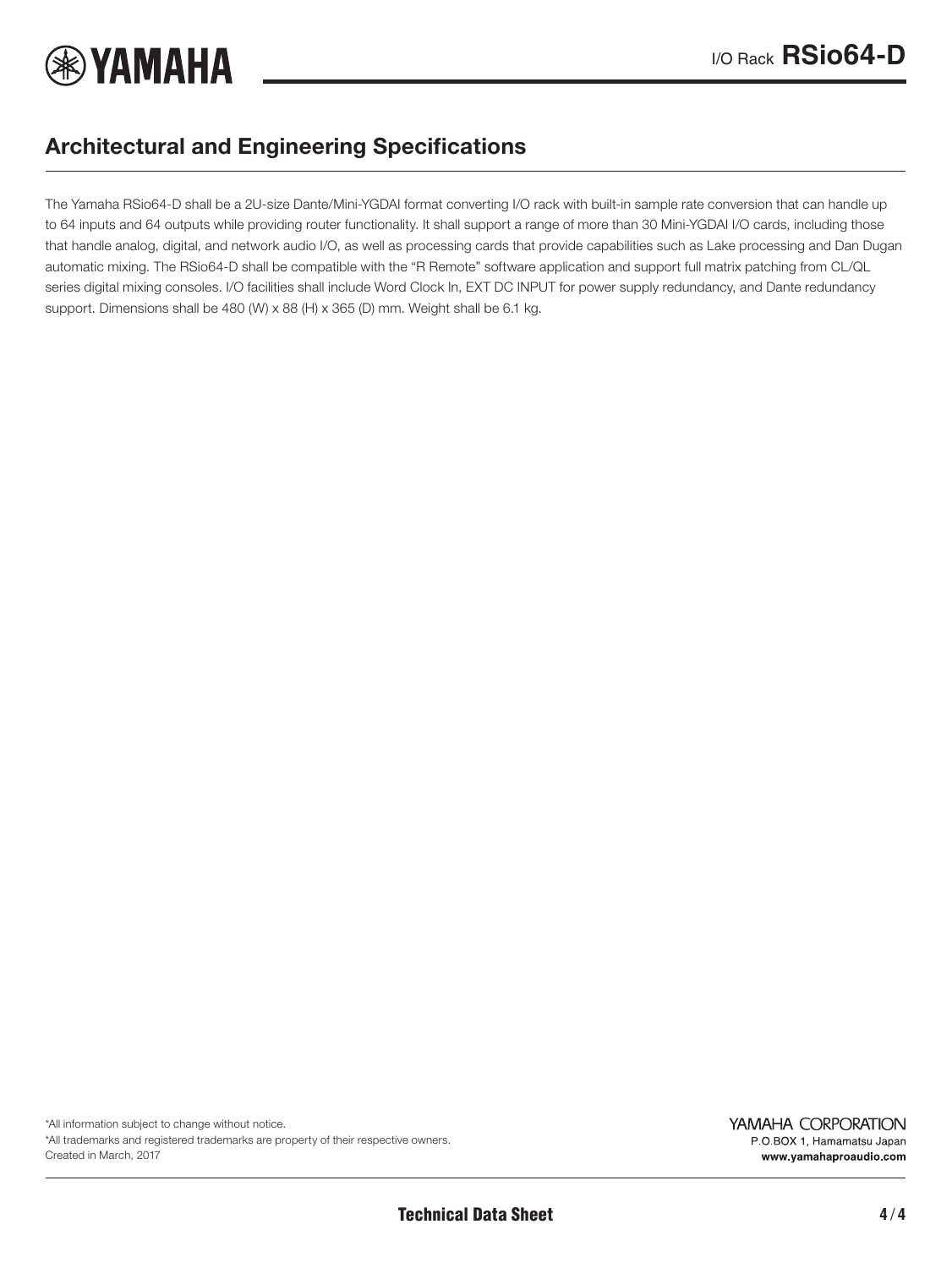## Architectural and Engineering Specifications

The Yamaha RSio64-D shall be a 2U-size Dante/Mini-YGDAI format converting I/O rack with built-in sample rate conversion that can handle up to 64 inputs and 64 outputs while providing router functionality. It shall support a range of more than 30 Mini-YGDAI I/O cards, including those that handle analog, digital, and network audio I/O, as well as processing cards that provide capabilities such as Lake processing and Dan Dugan automatic mixing. The RSio64-D shall be compatible with the "R Remote" software application and support full matrix patching from CL/QL series digital mixing consoles. I/O facilities shall include Word Clock In, EXT DC INPUT for power supply redundancy, and Dante redundancy support. Dimensions shall be 480 (W) x 88 (H) x 365 (D) mm. Weight shall be 6.1 kg.

*All information subject to change without notice.
*All trademarks and registered trademarks are property of their respective owners.
Created in March, 2017

YAMAHA CORPORATION
P.O.BOX 1, Hamamatsu Japan
**www.yamahaproaudio.com**